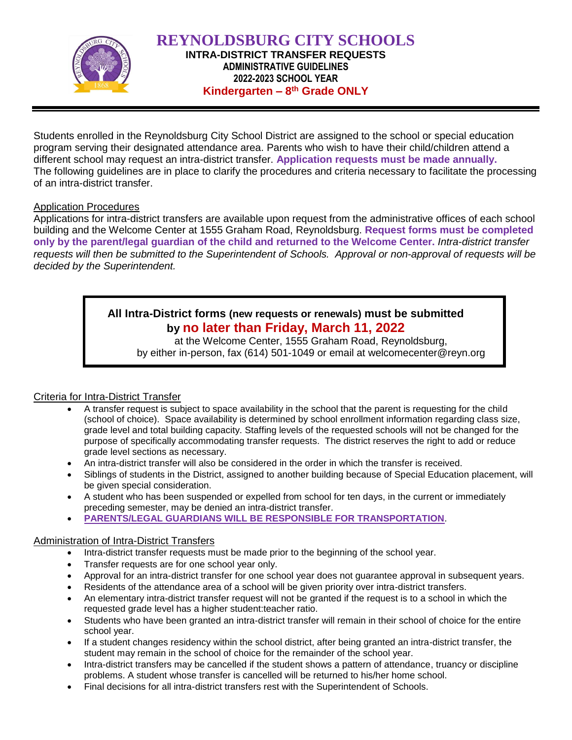# REYNOLDSBURG CITY SCHOOLS

## INTRA-DISTRICT TRANSFER REQUESTS

### ADMINISTRATIVE GUIDELINES

### 2022-2023 SCHOOL YEAR

### Kindergarten – 8th Grade ONLY

Students enrolled in the Reynoldsburg City School District are assigned to the school or special education program serving their designated attendance area. Parents who wish to have their child/children attend a different school may request an intra-district transfer. **Application requests must be made annually.** The following guidelines are in place to clarify the procedures and criteria necessary to facilitate the processing of an intra-district transfer.

## Application Procedures

Applications for intra-district transfers are available upon request from the administrative offices of each school building and the Welcome Center at 1555 Graham Road, Reynoldsburg. **Request forms must be completed only by the parent/legal guardian of the child and returned to the Welcome Center.** *Intra-district transfer requests will then be submitted to the Superintendent of Schools. Approval or non-approval of requests will be decided by the Superintendent.*

**All Intra-District forms (new requests or renewals) must be submitted by no later than Friday, March 11, 2022**
at the Welcome Center, 1555 Graham Road, Reynoldsburg,
by either in-person, fax (614) 501-1049 or email at welcomecenter@reyn.org

## Criteria for Intra-District Transfer

- A transfer request is subject to space availability in the school that the parent is requesting for the child (school of choice). Space availability is determined by school enrollment information regarding class size, grade level and total building capacity. Staffing levels of the requested schools will not be changed for the purpose of specifically accommodating transfer requests. The district reserves the right to add or reduce grade level sections as necessary.
- An intra-district transfer will also be considered in the order in which the transfer is received.
- Siblings of students in the District, assigned to another building because of Special Education placement, will be given special consideration.
- A student who has been suspended or expelled from school for ten days, in the current or immediately preceding semester, may be denied an intra-district transfer.
- **PARENTS/LEGAL GUARDIANS WILL BE RESPONSIBLE FOR TRANSPORTATION**.

## Administration of Intra-District Transfers

- Intra-district transfer requests must be made prior to the beginning of the school year.
- Transfer requests are for one school year only.
- Approval for an intra-district transfer for one school year does not guarantee approval in subsequent years.
- Residents of the attendance area of a school will be given priority over intra-district transfers.
- An elementary intra-district transfer request will not be granted if the request is to a school in which the requested grade level has a higher student:teacher ratio.
- Students who have been granted an intra-district transfer will remain in their school of choice for the entire school year.
- If a student changes residency within the school district, after being granted an intra-district transfer, the student may remain in the school of choice for the remainder of the school year.
- Intra-district transfers may be cancelled if the student shows a pattern of attendance, truancy or discipline problems. A student whose transfer is cancelled will be returned to his/her home school.
- Final decisions for all intra-district transfers rest with the Superintendent of Schools.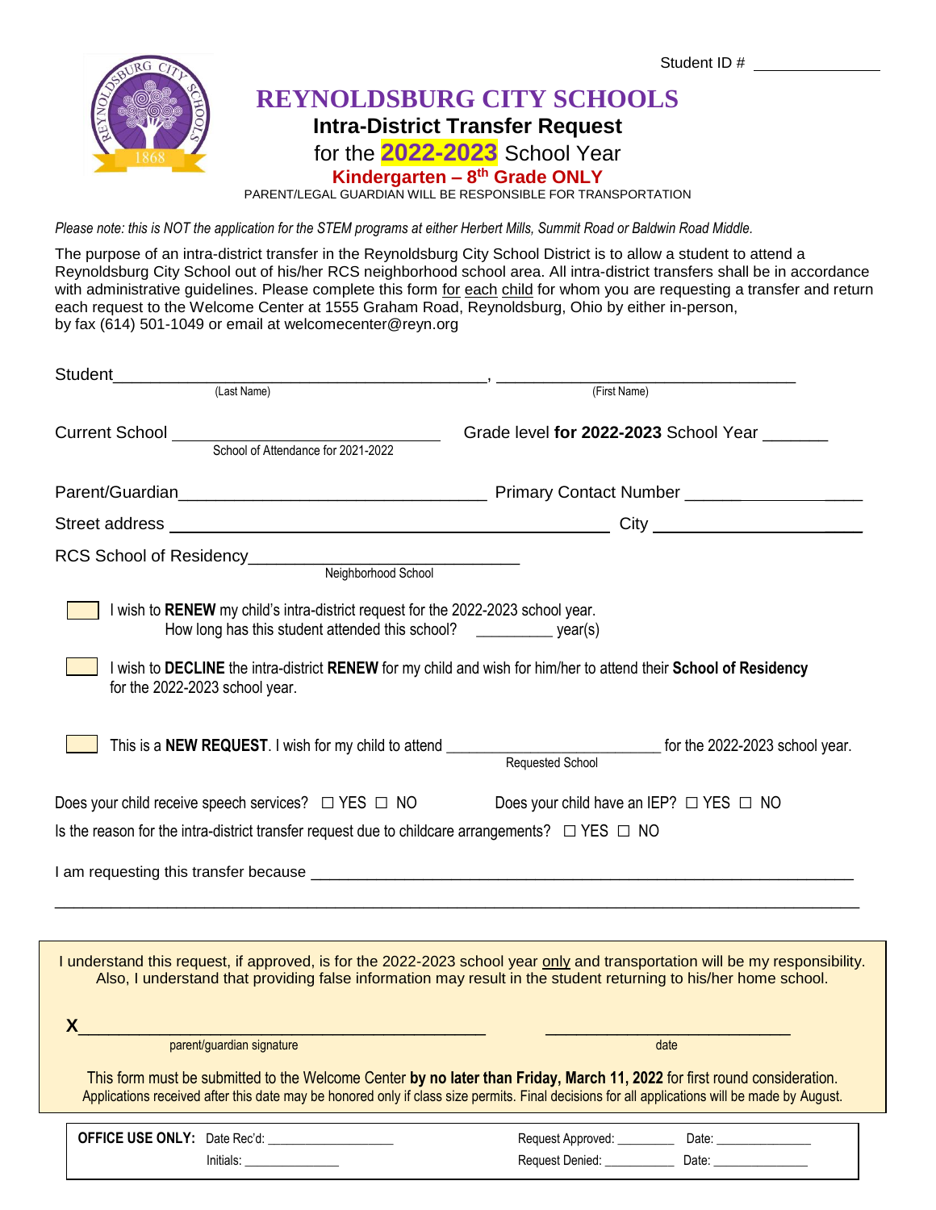Student ID # _______________

# REYNOLDSBURG CITY SCHOOLS

## Intra-District Transfer Request

for the **2022-2023** School Year

**Kindergarten – 8th Grade ONLY**

PARENT/LEGAL GUARDIAN WILL BE RESPONSIBLE FOR TRANSPORTATION

*Please note: this is NOT the application for the STEM programs at either Herbert Mills, Summit Road or Baldwin Road Middle.*

The purpose of an intra-district transfer in the Reynoldsburg City School District is to allow a student to attend a Reynoldsburg City School out of his/her RCS neighborhood school area. All intra-district transfers shall be in accordance with administrative guidelines. Please complete this form for each child for whom you are requesting a transfer and return each request to the Welcome Center at 1555 Graham Road, Reynoldsburg, Ohio by either in-person, by fax (614) 501-1049 or email at welcomecenter@reyn.org

Student _______________________________, _______________________________
(Last Name) (First Name)

Current School _______________________________ Grade level **for 2022-2023** School Year _______
School of Attendance for 2021-2022

Parent/Guardian _______________________________ Primary Contact Number _______________

Street address _______________________________ City _______________

RCS School of Residency _______________________________
Neighborhood School

☐ I wish to **RENEW** my child's intra-district request for the 2022-2023 school year.
How long has this student attended this school? __________ year(s)

☐ I wish to **DECLINE** the intra-district **RENEW** for my child and wish for him/her to attend their **School of Residency** for the 2022-2023 school year.

☐ This is a **NEW REQUEST**. I wish for my child to attend _______________________ for the 2022-2023 school year.
Requested School

Does your child receive speech services? ☐ YES ☐ NO Does your child have an IEP? ☐ YES ☐ NO

Is the reason for the intra-district transfer request due to childcare arrangements? ☐ YES ☐ NO

I am requesting this transfer because _______________________________________________

_______________________________________________________________________________

I understand this request, if approved, is for the 2022-2023 school year only and transportation will be my responsibility. Also, I understand that providing false information may result in the student returning to his/her home school.

X_______________________________ _______________________
parent/guardian signature date

This form must be submitted to the Welcome Center **by no later than Friday, March 11, 2022** for first round consideration. Applications received after this date may be honored only if class size permits. Final decisions for all applications will be made by August.

**OFFICE USE ONLY:** Date Rec'd: _______________ Request Approved: _________ Date: _______________

Initials: _______________ Request Denied: _________ Date: _______________